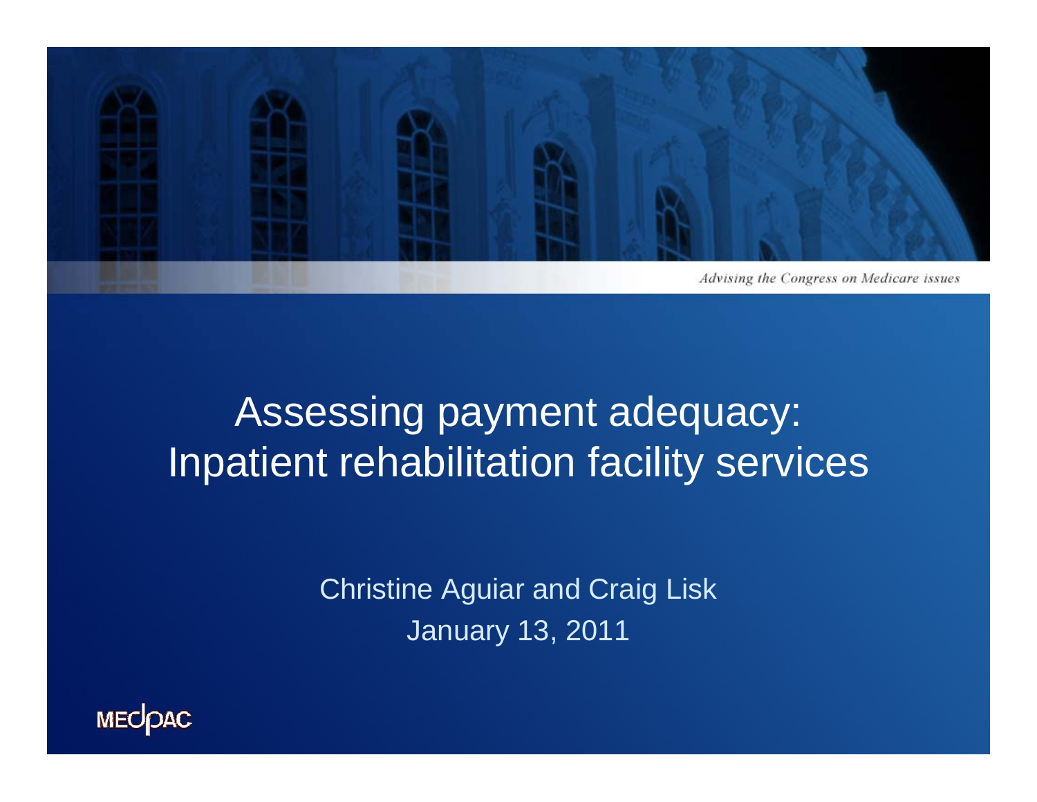*Advising the Congress on Medicare issues*

# Assessing payment adequacy: Inpatient rehabilitation facility services

Christine Aguiar and Craig Lisk

January 13, 2011

MEDPAC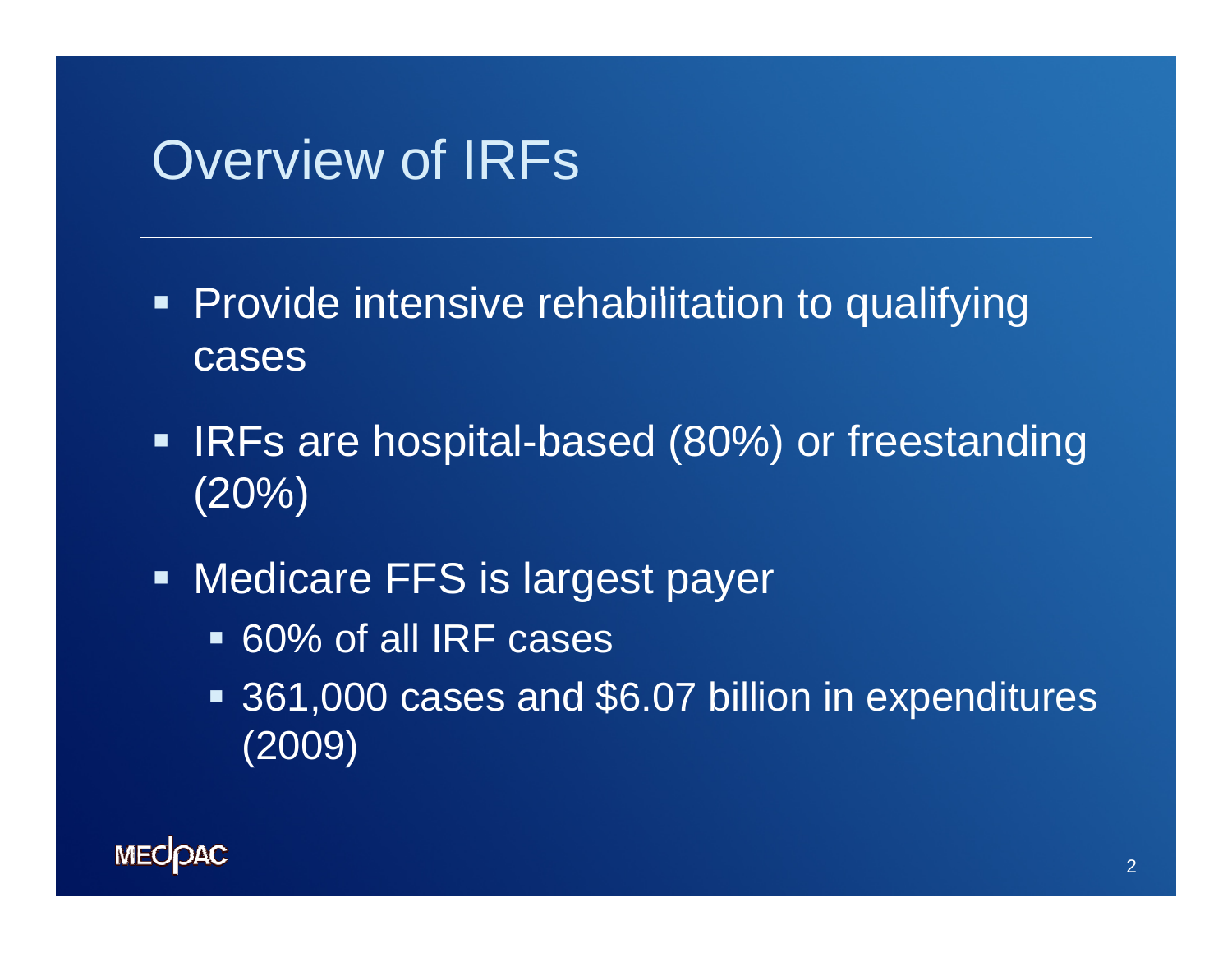# Overview of IRFs

- Provide intensive rehabilitation to qualifying cases
- IRFs are hospital-based (80%) or freestanding (20%)
- Medicare FFS is largest payer
  - 60% of all IRF cases
  - 361,000 cases and $6.07 billion in expenditures (2009)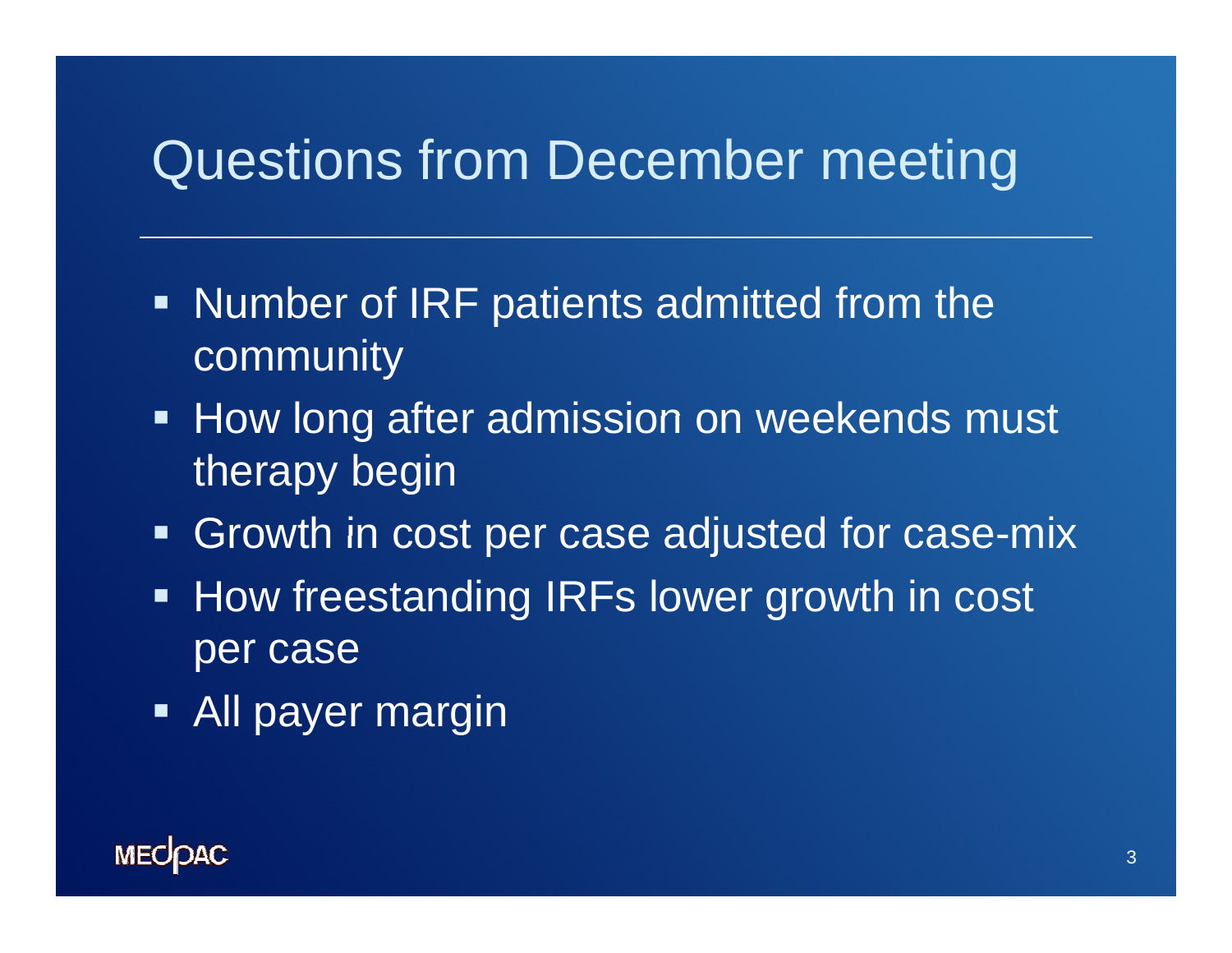# Questions from December meeting

- Number of IRF patients admitted from the community
- How long after admission on weekends must therapy begin
- Growth in cost per case adjusted for case-mix
- How freestanding IRFs lower growth in cost per case
- All payer margin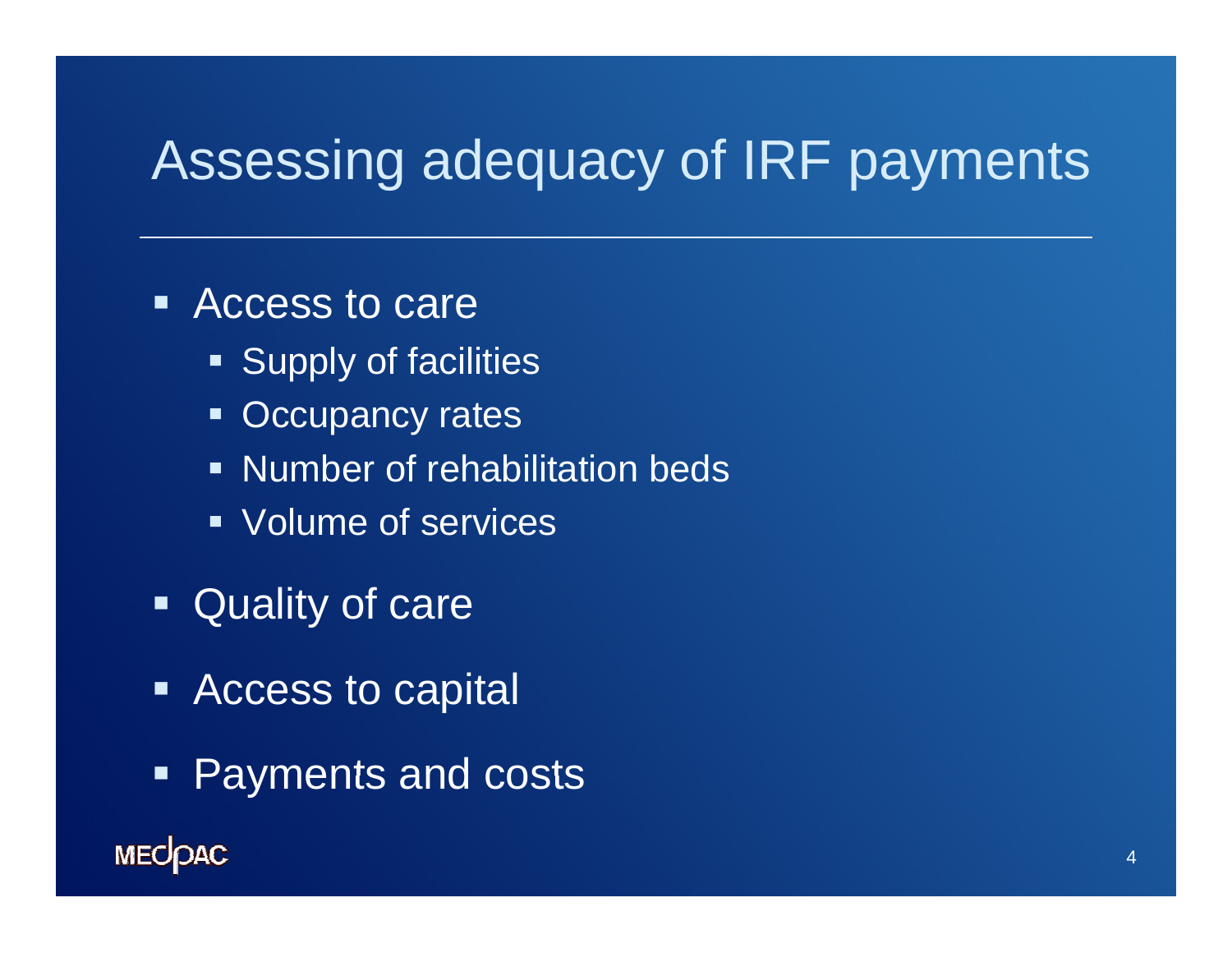# Assessing adequacy of IRF payments

- Access to care
  - Supply of facilities
  - Occupancy rates
  - Number of rehabilitation beds
  - Volume of services
- Quality of care
- Access to capital
- Payments and costs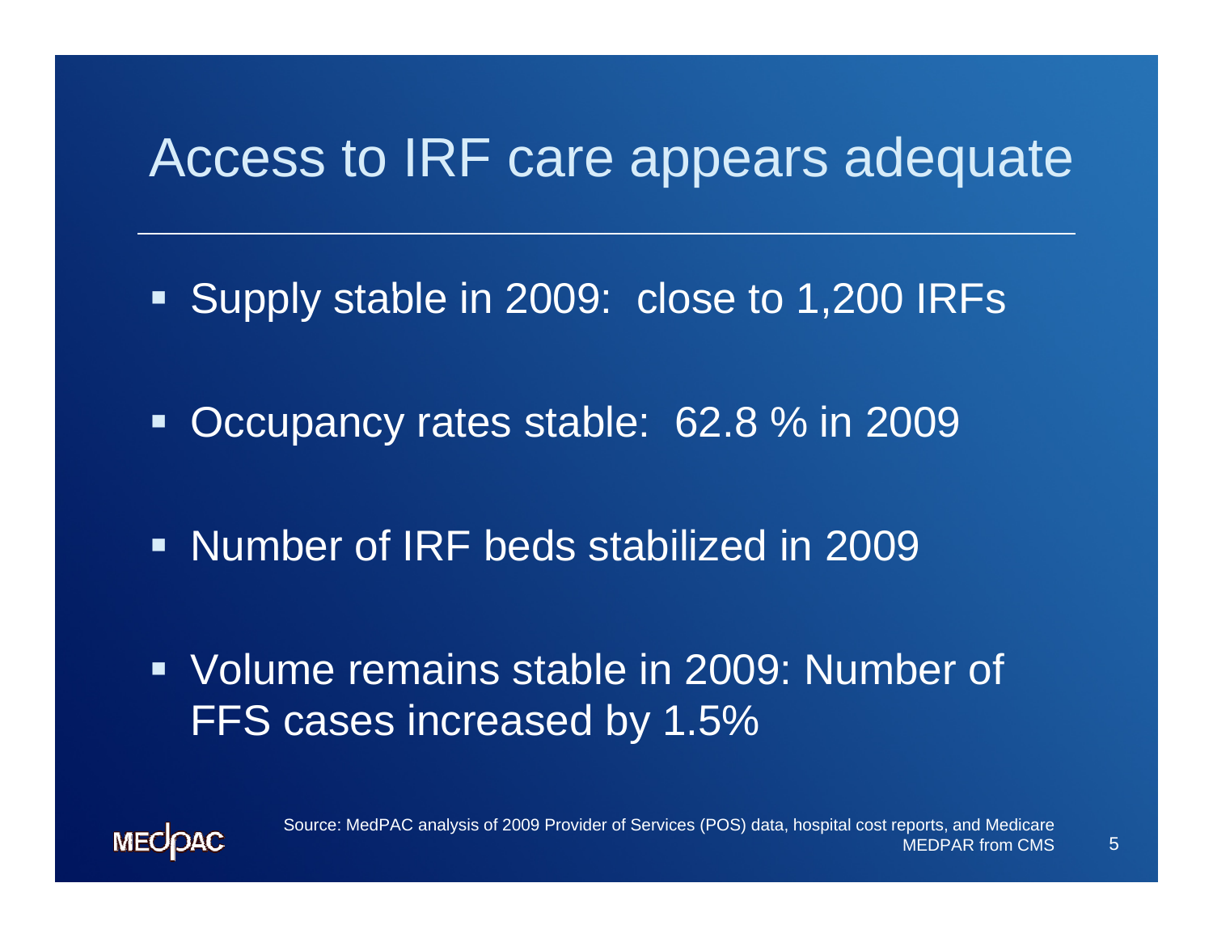# Access to IRF care appears adequate

- Supply stable in 2009: close to 1,200 IRFs
- Occupancy rates stable: 62.8 % in 2009
- Number of IRF beds stabilized in 2009
- Volume remains stable in 2009: Number of FFS cases increased by 1.5%

Source: MedPAC analysis of 2009 Provider of Services (POS) data, hospital cost reports, and Medicare MEDPAR from CMS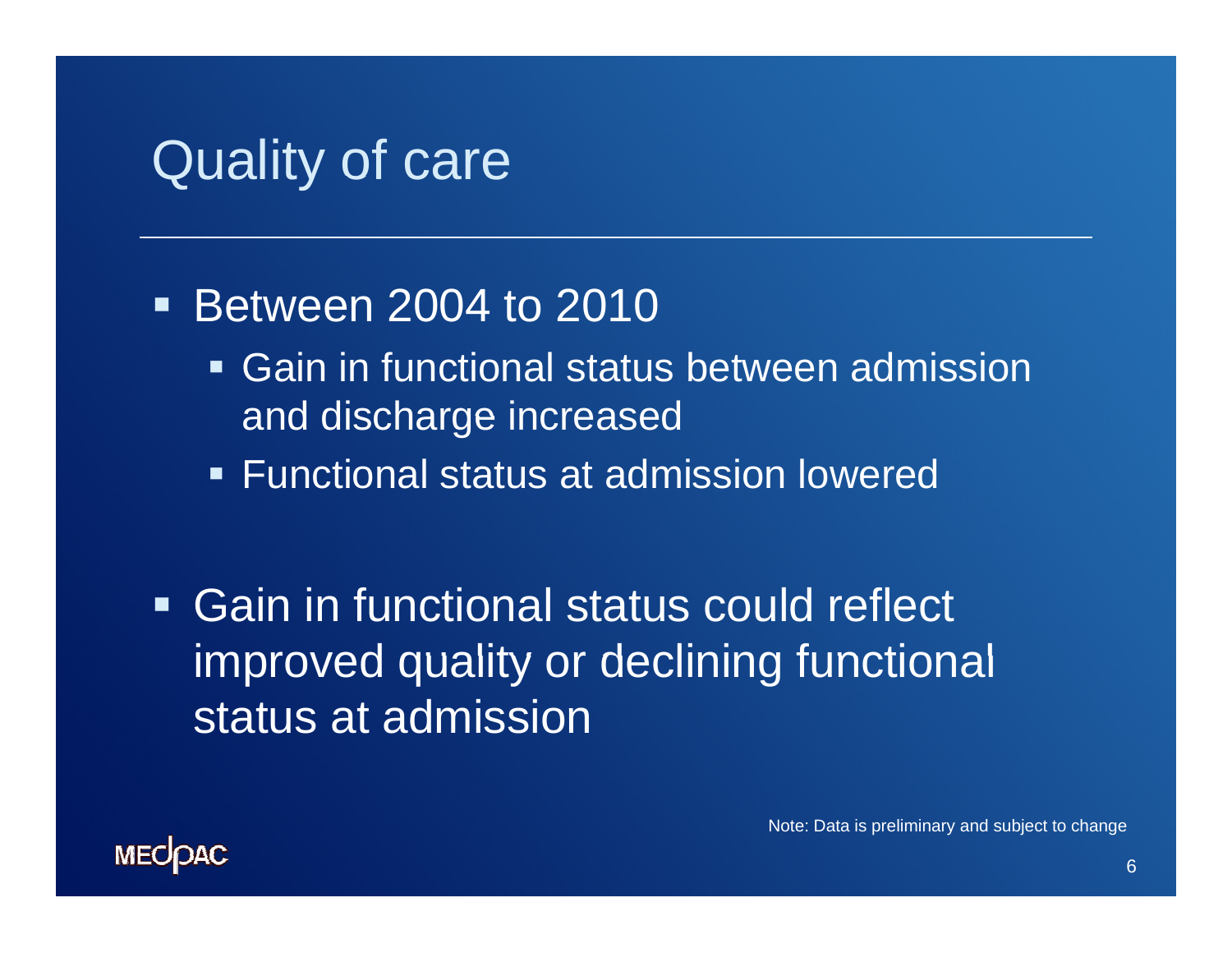# Quality of care

- Between 2004 to 2010
  - Gain in functional status between admission and discharge increased
  - Functional status at admission lowered
- Gain in functional status could reflect improved quality or declining functional status at admission

Note: Data is preliminary and subject to change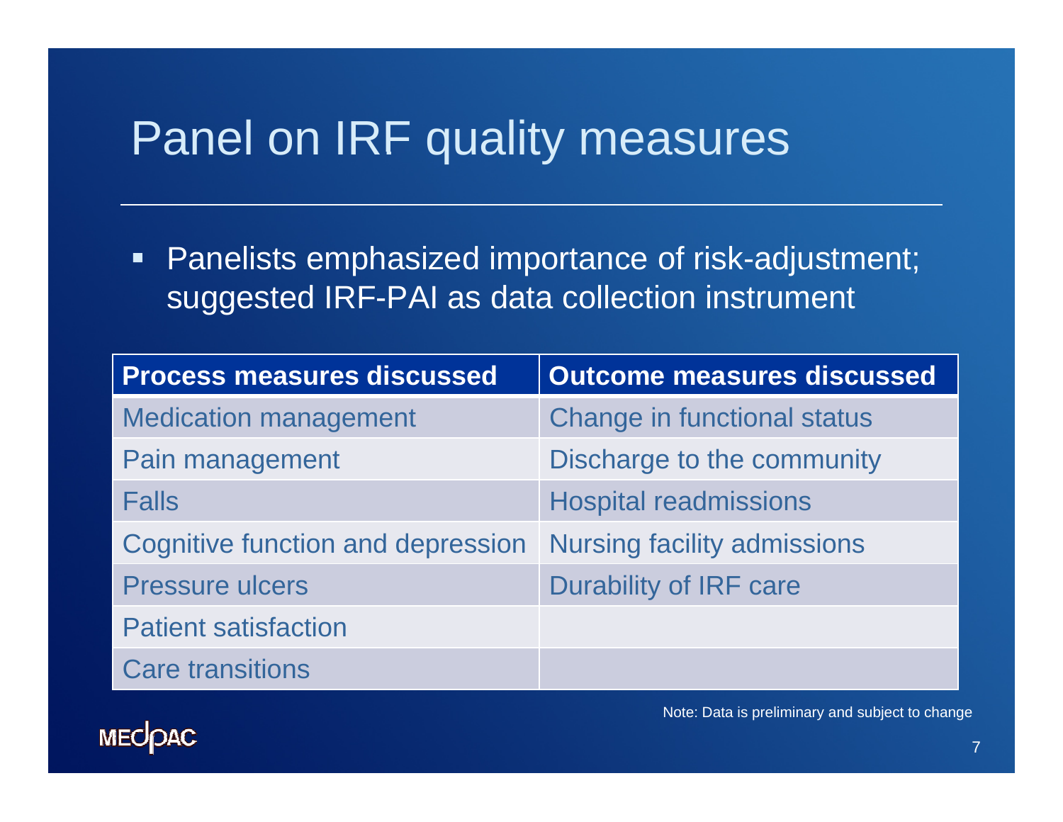# Panel on IRF quality measures

- Panelists emphasized importance of risk-adjustment; suggested IRF-PAI as data collection instrument

| Process measures discussed | Outcome measures discussed |
| --- | --- |
| Medication management | Change in functional status |
| Pain management | Discharge to the community |
| Falls | Hospital readmissions |
| Cognitive function and depression | Nursing facility admissions |
| Pressure ulcers | Durability of IRF care |
| Patient satisfaction | |
| Care transitions | |

Note: Data is preliminary and subject to change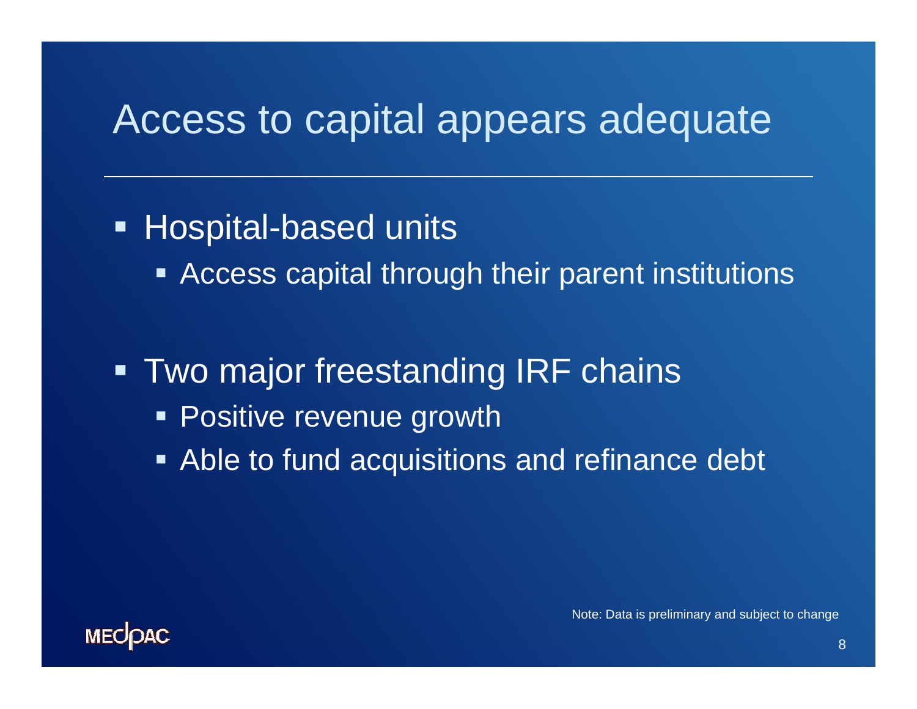# Access to capital appears adequate

- Hospital-based units
  - Access capital through their parent institutions
- Two major freestanding IRF chains
  - Positive revenue growth
  - Able to fund acquisitions and refinance debt

Note: Data is preliminary and subject to change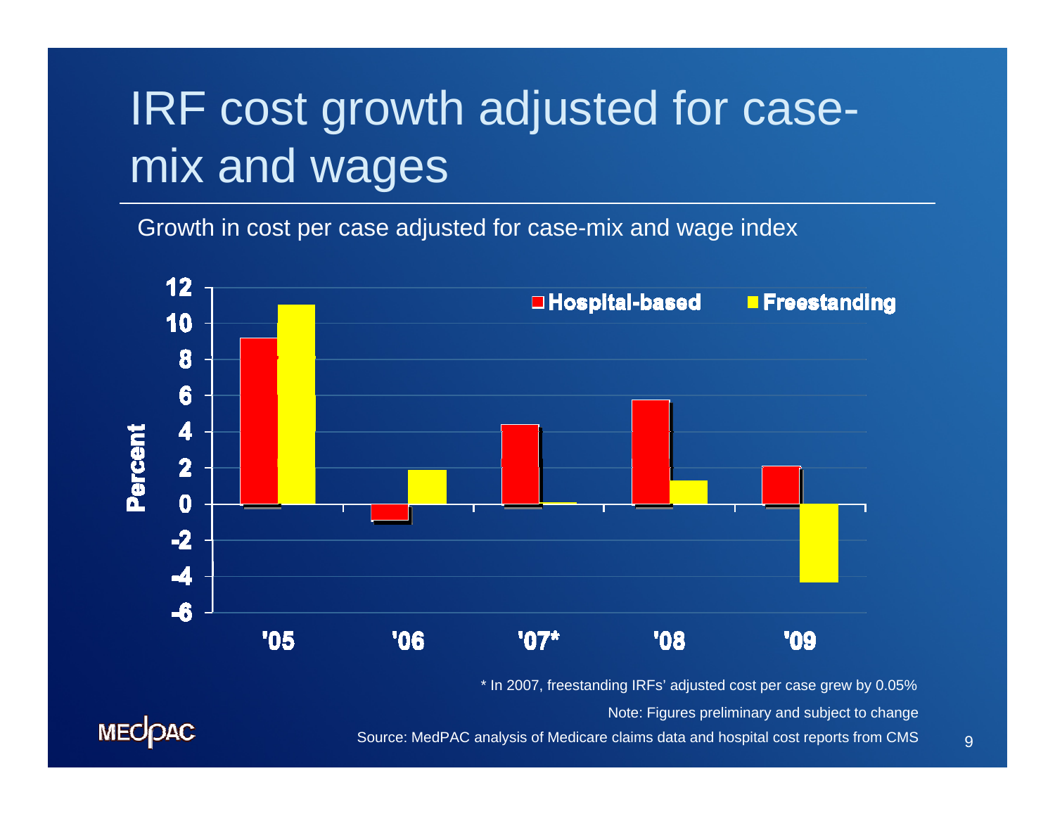# IRF cost growth adjusted for case-mix and wages

Growth in cost per case adjusted for case-mix and wage index

| Year | Hospital-based | Freestanding |
|---|---|---|
| '05 | 9.1 | 11.0 |
| '06 | -0.9 | 1.9 |
| '07* | 4.4 | 0.05 |
| '08 | 5.7 | 1.3 |
| '09 | 2.1 | -4.3 |

\* In 2007, freestanding IRFs' adjusted cost per case grew by 0.05%

Note: Figures preliminary and subject to change

Source: MedPAC analysis of Medicare claims data and hospital cost reports from CMS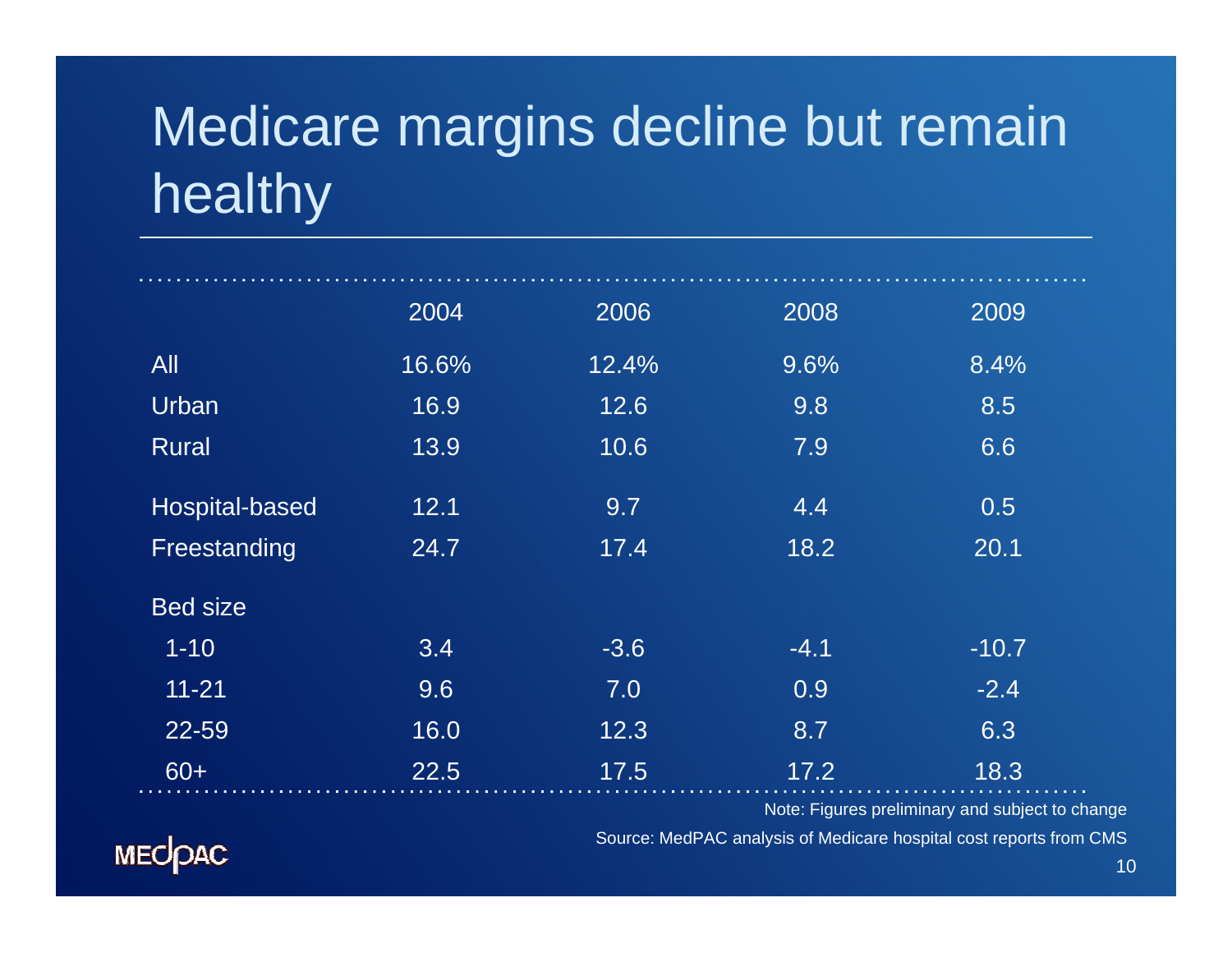# Medicare margins decline but remain healthy

| | 2004 | 2006 | 2008 | 2009 |
|---|---|---|---|---|
| All | 16.6% | 12.4% | 9.6% | 8.4% |
| Urban | 16.9 | 12.6 | 9.8 | 8.5 |
| Rural | 13.9 | 10.6 | 7.9 | 6.6 |
| Hospital-based | 12.1 | 9.7 | 4.4 | 0.5 |
| Freestanding | 24.7 | 17.4 | 18.2 | 20.1 |
| Bed size | | | | |
| 1-10 | 3.4 | -3.6 | -4.1 | -10.7 |
| 11-21 | 9.6 | 7.0 | 0.9 | -2.4 |
| 22-59 | 16.0 | 12.3 | 8.7 | 6.3 |
| 60+ | 22.5 | 17.5 | 17.2 | 18.3 |

Note: Figures preliminary and subject to change

Source: MedPAC analysis of Medicare hospital cost reports from CMS